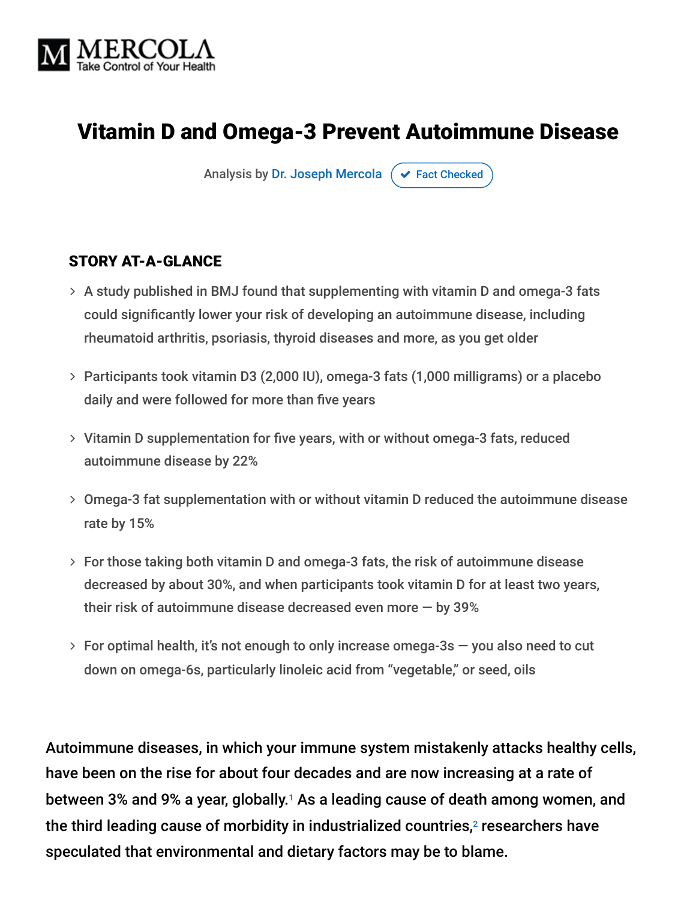MERCOLA
Take Control of Your Health

# Vitamin D and Omega-3 Prevent Autoimmune Disease

Analysis by Dr. Joseph Mercola  Fact Checked

### STORY AT-A-GLANCE

- A study published in BMJ found that supplementing with vitamin D and omega-3 fats could significantly lower your risk of developing an autoimmune disease, including rheumatoid arthritis, psoriasis, thyroid diseases and more, as you get older
- Participants took vitamin D3 (2,000 IU), omega-3 fats (1,000 milligrams) or a placebo daily and were followed for more than five years
- Vitamin D supplementation for five years, with or without omega-3 fats, reduced autoimmune disease by 22%
- Omega-3 fat supplementation with or without vitamin D reduced the autoimmune disease rate by 15%
- For those taking both vitamin D and omega-3 fats, the risk of autoimmune disease decreased by about 30%, and when participants took vitamin D for at least two years, their risk of autoimmune disease decreased even more — by 39%
- For optimal health, it's not enough to only increase omega-3s — you also need to cut down on omega-6s, particularly linoleic acid from "vegetable," or seed, oils

Autoimmune diseases, in which your immune system mistakenly attacks healthy cells, have been on the rise for about four decades and are now increasing at a rate of between 3% and 9% a year, globally.[1] As a leading cause of death among women, and the third leading cause of morbidity in industrialized countries,[2] researchers have speculated that environmental and dietary factors may be to blame.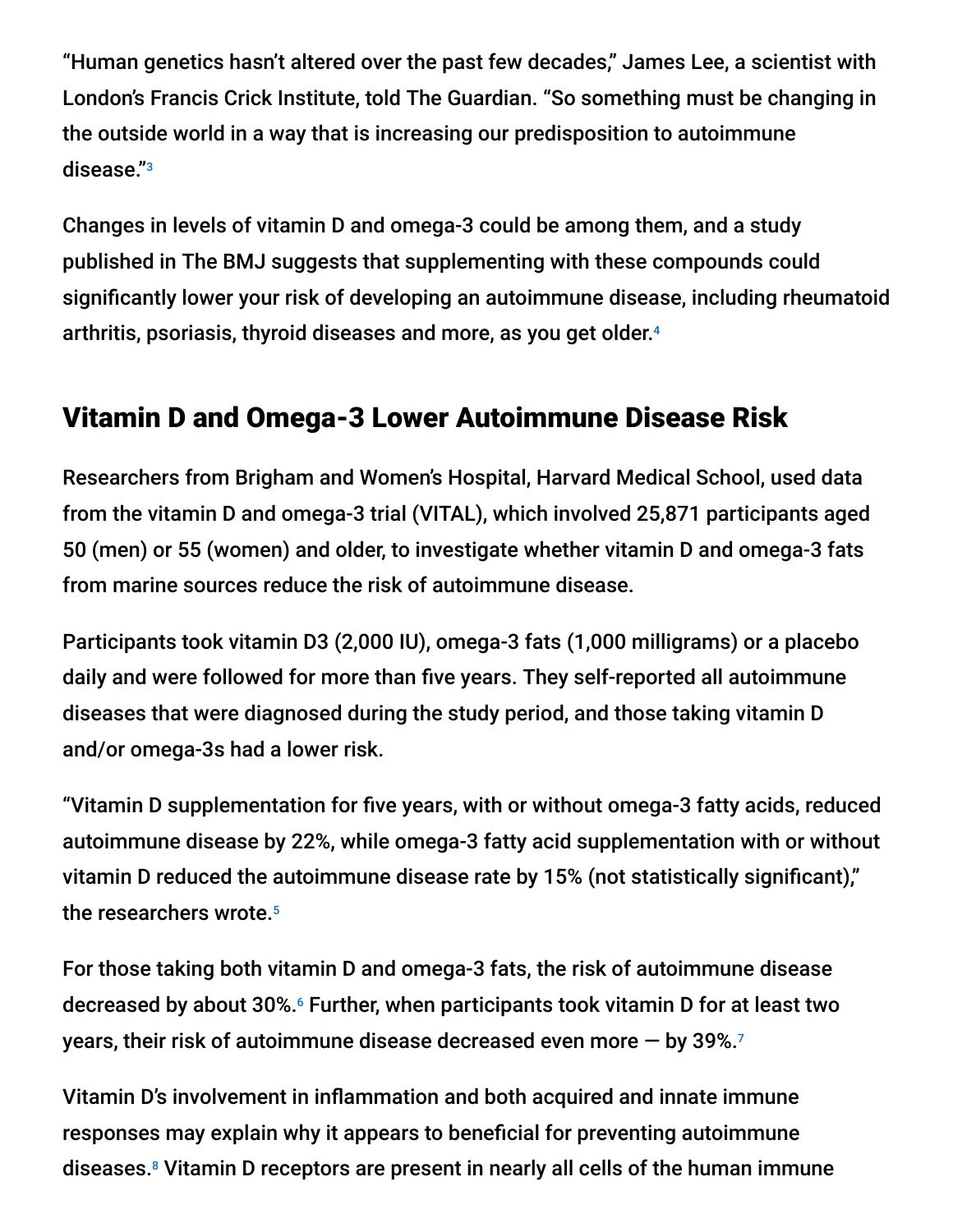"Human genetics hasn't altered over the past few decades," James Lee, a scientist with London's Francis Crick Institute, told The Guardian. "So something must be changing in the outside world in a way that is increasing our predisposition to autoimmune disease."[3]

Changes in levels of vitamin D and omega-3 could be among them, and a study published in The BMJ suggests that supplementing with these compounds could significantly lower your risk of developing an autoimmune disease, including rheumatoid arthritis, psoriasis, thyroid diseases and more, as you get older.[4]

## Vitamin D and Omega-3 Lower Autoimmune Disease Risk

Researchers from Brigham and Women's Hospital, Harvard Medical School, used data from the vitamin D and omega-3 trial (VITAL), which involved 25,871 participants aged 50 (men) or 55 (women) and older, to investigate whether vitamin D and omega-3 fats from marine sources reduce the risk of autoimmune disease.

Participants took vitamin D3 (2,000 IU), omega-3 fats (1,000 milligrams) or a placebo daily and were followed for more than five years. They self-reported all autoimmune diseases that were diagnosed during the study period, and those taking vitamin D and/or omega-3s had a lower risk.

"Vitamin D supplementation for five years, with or without omega-3 fatty acids, reduced autoimmune disease by 22%, while omega-3 fatty acid supplementation with or without vitamin D reduced the autoimmune disease rate by 15% (not statistically significant)," the researchers wrote.[5]

For those taking both vitamin D and omega-3 fats, the risk of autoimmune disease decreased by about 30%.[6] Further, when participants took vitamin D for at least two years, their risk of autoimmune disease decreased even more — by 39%.[7]

Vitamin D's involvement in inflammation and both acquired and innate immune responses may explain why it appears to beneficial for preventing autoimmune diseases.[8] Vitamin D receptors are present in nearly all cells of the human immune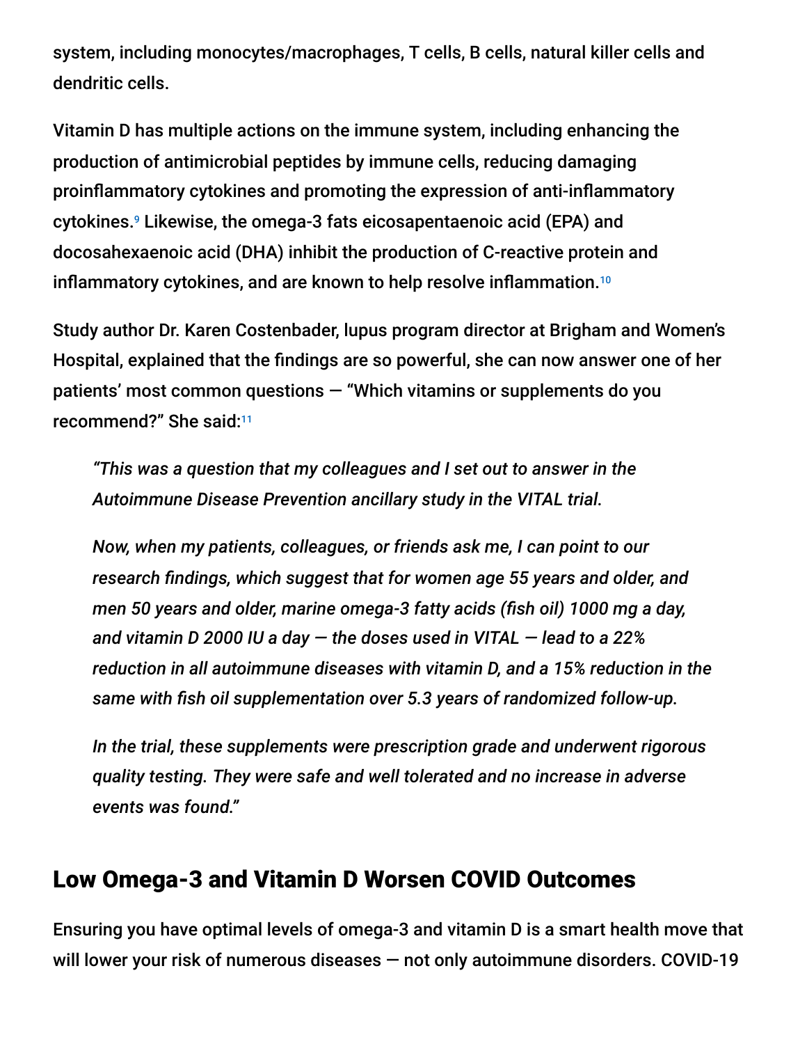system, including monocytes/macrophages, T cells, B cells, natural killer cells and dendritic cells.

Vitamin D has multiple actions on the immune system, including enhancing the production of antimicrobial peptides by immune cells, reducing damaging proinflammatory cytokines and promoting the expression of anti-inflammatory cytokines.[9] Likewise, the omega-3 fats eicosapentaenoic acid (EPA) and docosahexaenoic acid (DHA) inhibit the production of C-reactive protein and inflammatory cytokines, and are known to help resolve inflammation.[10]

Study author Dr. Karen Costenbader, lupus program director at Brigham and Women's Hospital, explained that the findings are so powerful, she can now answer one of her patients' most common questions — "Which vitamins or supplements do you recommend?" She said:[11]

> *"This was a question that my colleagues and I set out to answer in the Autoimmune Disease Prevention ancillary study in the VITAL trial.*
>
> *Now, when my patients, colleagues, or friends ask me, I can point to our research findings, which suggest that for women age 55 years and older, and men 50 years and older, marine omega-3 fatty acids (fish oil) 1000 mg a day, and vitamin D 2000 IU a day — the doses used in VITAL — lead to a 22% reduction in all autoimmune diseases with vitamin D, and a 15% reduction in the same with fish oil supplementation over 5.3 years of randomized follow-up.*
>
> *In the trial, these supplements were prescription grade and underwent rigorous quality testing. They were safe and well tolerated and no increase in adverse events was found."*

## Low Omega-3 and Vitamin D Worsen COVID Outcomes

Ensuring you have optimal levels of omega-3 and vitamin D is a smart health move that will lower your risk of numerous diseases — not only autoimmune disorders. COVID-19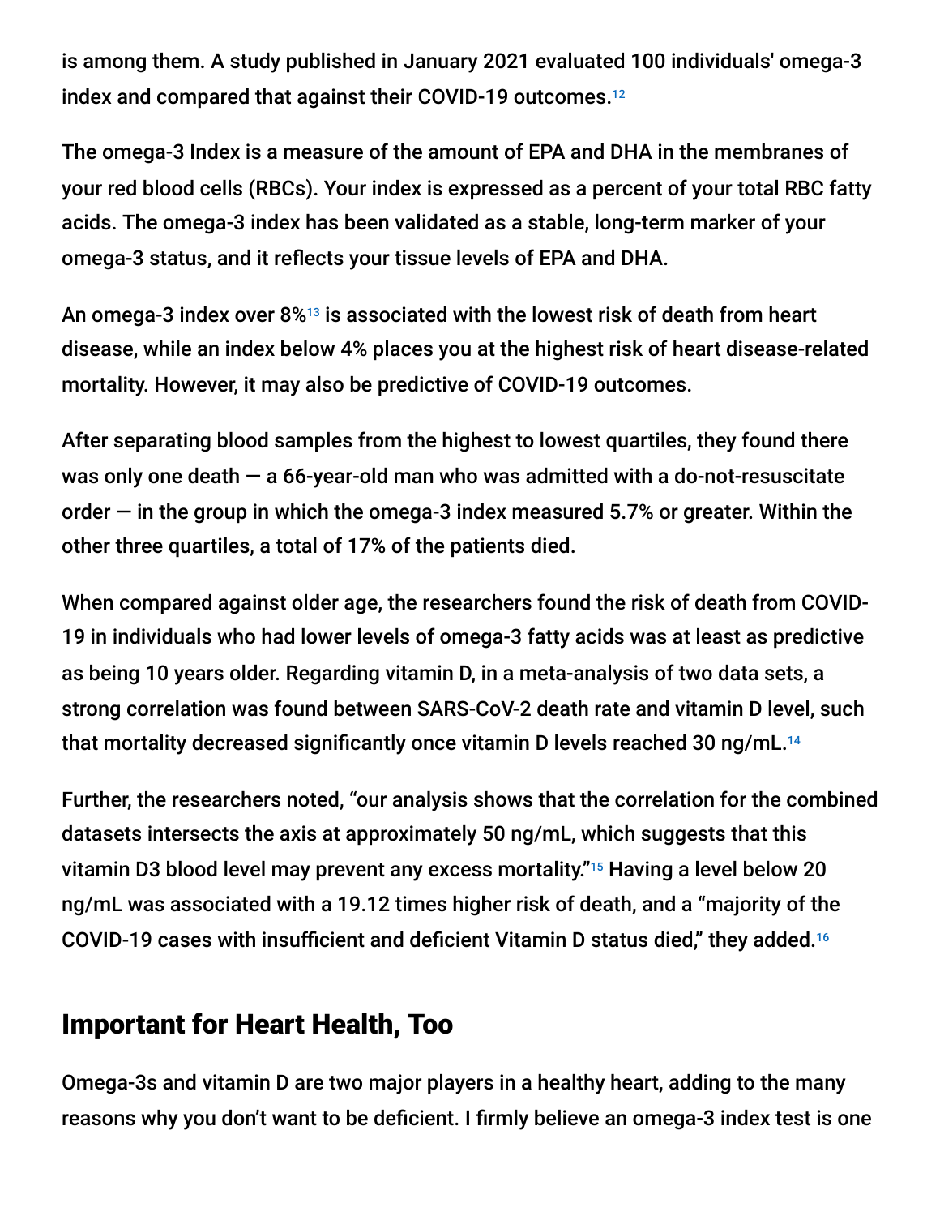is among them. A study published in January 2021 evaluated 100 individuals' omega-3 index and compared that against their COVID-19 outcomes.[12]

The omega-3 Index is a measure of the amount of EPA and DHA in the membranes of your red blood cells (RBCs). Your index is expressed as a percent of your total RBC fatty acids. The omega-3 index has been validated as a stable, long-term marker of your omega-3 status, and it reflects your tissue levels of EPA and DHA.

An omega-3 index over 8%[13] is associated with the lowest risk of death from heart disease, while an index below 4% places you at the highest risk of heart disease-related mortality. However, it may also be predictive of COVID-19 outcomes.

After separating blood samples from the highest to lowest quartiles, they found there was only one death — a 66-year-old man who was admitted with a do-not-resuscitate order — in the group in which the omega-3 index measured 5.7% or greater. Within the other three quartiles, a total of 17% of the patients died.

When compared against older age, the researchers found the risk of death from COVID-19 in individuals who had lower levels of omega-3 fatty acids was at least as predictive as being 10 years older. Regarding vitamin D, in a meta-analysis of two data sets, a strong correlation was found between SARS-CoV-2 death rate and vitamin D level, such that mortality decreased significantly once vitamin D levels reached 30 ng/mL.[14]

Further, the researchers noted, "our analysis shows that the correlation for the combined datasets intersects the axis at approximately 50 ng/mL, which suggests that this vitamin D3 blood level may prevent any excess mortality."[15] Having a level below 20 ng/mL was associated with a 19.12 times higher risk of death, and a "majority of the COVID-19 cases with insufficient and deficient Vitamin D status died," they added.[16]

## Important for Heart Health, Too

Omega-3s and vitamin D are two major players in a healthy heart, adding to the many reasons why you don't want to be deficient. I firmly believe an omega-3 index test is one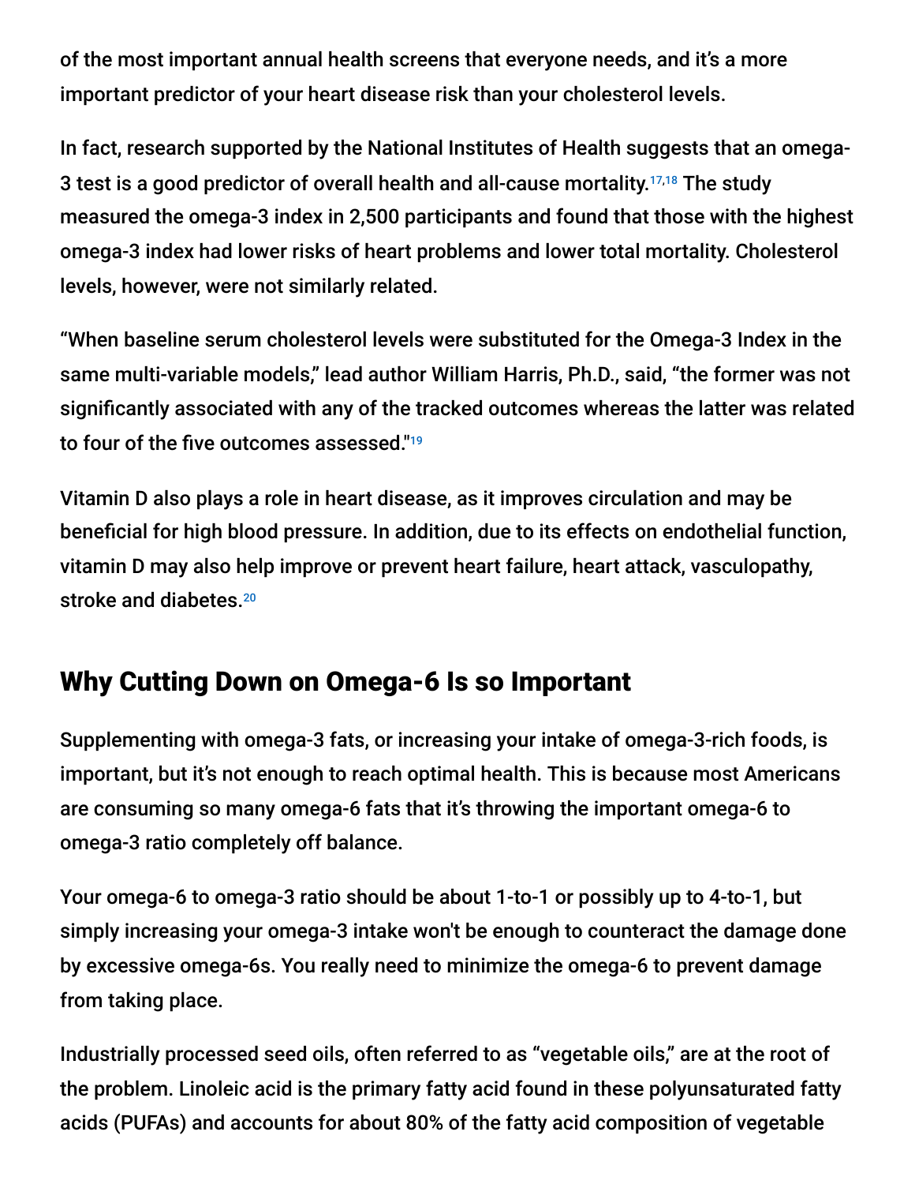of the most important annual health screens that everyone needs, and it's a more important predictor of your heart disease risk than your cholesterol levels.

In fact, research supported by the National Institutes of Health suggests that an omega-3 test is a good predictor of overall health and all-cause mortality.[17,18] The study measured the omega-3 index in 2,500 participants and found that those with the highest omega-3 index had lower risks of heart problems and lower total mortality. Cholesterol levels, however, were not similarly related.

"When baseline serum cholesterol levels were substituted for the Omega-3 Index in the same multi-variable models," lead author William Harris, Ph.D., said, "the former was not significantly associated with any of the tracked outcomes whereas the latter was related to four of the five outcomes assessed."[19]

Vitamin D also plays a role in heart disease, as it improves circulation and may be beneficial for high blood pressure. In addition, due to its effects on endothelial function, vitamin D may also help improve or prevent heart failure, heart attack, vasculopathy, stroke and diabetes.[20]

## Why Cutting Down on Omega-6 Is so Important

Supplementing with omega-3 fats, or increasing your intake of omega-3-rich foods, is important, but it's not enough to reach optimal health. This is because most Americans are consuming so many omega-6 fats that it's throwing the important omega-6 to omega-3 ratio completely off balance.

Your omega-6 to omega-3 ratio should be about 1-to-1 or possibly up to 4-to-1, but simply increasing your omega-3 intake won't be enough to counteract the damage done by excessive omega-6s. You really need to minimize the omega-6 to prevent damage from taking place.

Industrially processed seed oils, often referred to as "vegetable oils," are at the root of the problem. Linoleic acid is the primary fatty acid found in these polyunsaturated fatty acids (PUFAs) and accounts for about 80% of the fatty acid composition of vegetable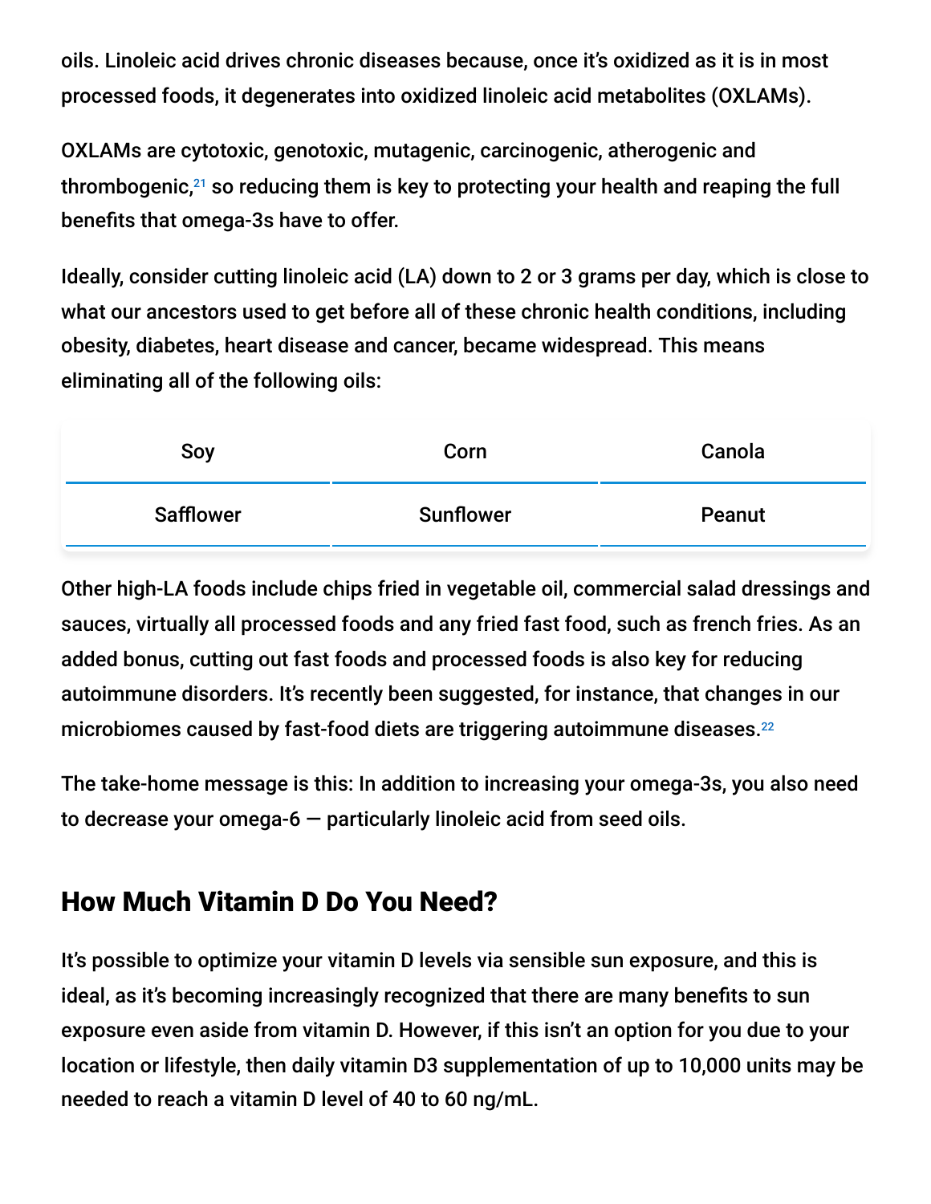oils. Linoleic acid drives chronic diseases because, once it's oxidized as it is in most processed foods, it degenerates into oxidized linoleic acid metabolites (OXLAMs).

OXLAMs are cytotoxic, genotoxic, mutagenic, carcinogenic, atherogenic and thrombogenic,[21] so reducing them is key to protecting your health and reaping the full benefits that omega-3s have to offer.

Ideally, consider cutting linoleic acid (LA) down to 2 or 3 grams per day, which is close to what our ancestors used to get before all of these chronic health conditions, including obesity, diabetes, heart disease and cancer, became widespread. This means eliminating all of the following oils:

| Soy | Corn | Canola |
|---|---|---|
| Safflower | Sunflower | Peanut |

Other high-LA foods include chips fried in vegetable oil, commercial salad dressings and sauces, virtually all processed foods and any fried fast food, such as french fries. As an added bonus, cutting out fast foods and processed foods is also key for reducing autoimmune disorders. It's recently been suggested, for instance, that changes in our microbiomes caused by fast-food diets are triggering autoimmune diseases.[22]

The take-home message is this: In addition to increasing your omega-3s, you also need to decrease your omega-6 — particularly linoleic acid from seed oils.

## How Much Vitamin D Do You Need?

It's possible to optimize your vitamin D levels via sensible sun exposure, and this is ideal, as it's becoming increasingly recognized that there are many benefits to sun exposure even aside from vitamin D. However, if this isn't an option for you due to your location or lifestyle, then daily vitamin D3 supplementation of up to 10,000 units may be needed to reach a vitamin D level of 40 to 60 ng/mL.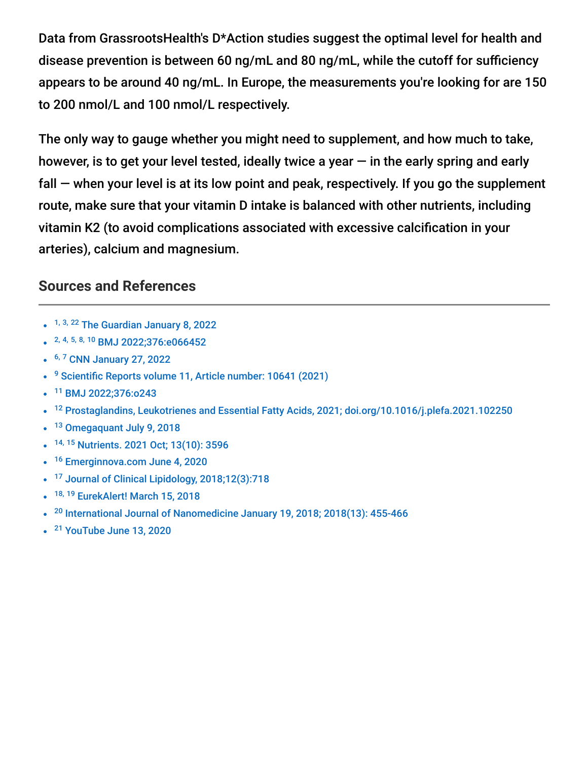Data from GrassrootsHealth's D*Action studies suggest the optimal level for health and disease prevention is between 60 ng/mL and 80 ng/mL, while the cutoff for sufficiency appears to be around 40 ng/mL. In Europe, the measurements you're looking for are 150 to 200 nmol/L and 100 nmol/L respectively.

The only way to gauge whether you might need to supplement, and how much to take, however, is to get your level tested, ideally twice a year — in the early spring and early fall — when your level is at its low point and peak, respectively. If you go the supplement route, make sure that your vitamin D intake is balanced with other nutrients, including vitamin K2 (to avoid complications associated with excessive calcification in your arteries), calcium and magnesium.

## Sources and References

- [1, 3, 22] The Guardian January 8, 2022
- [2, 4, 5, 8, 10] BMJ 2022;376:e066452
- [6, 7] CNN January 27, 2022
- [9] Scientific Reports volume 11, Article number: 10641 (2021)
- [11] BMJ 2022;376:o243
- [12] Prostaglandins, Leukotrienes and Essential Fatty Acids, 2021; doi.org/10.1016/j.plefa.2021.102250
- [13] Omegaquant July 9, 2018
- [14, 15] Nutrients. 2021 Oct; 13(10): 3596
- [16] Emerginnova.com June 4, 2020
- [17] Journal of Clinical Lipidology, 2018;12(3):718
- [18, 19] EurekAlert! March 15, 2018
- [20] International Journal of Nanomedicine January 19, 2018; 2018(13): 455-466
- [21] YouTube June 13, 2020